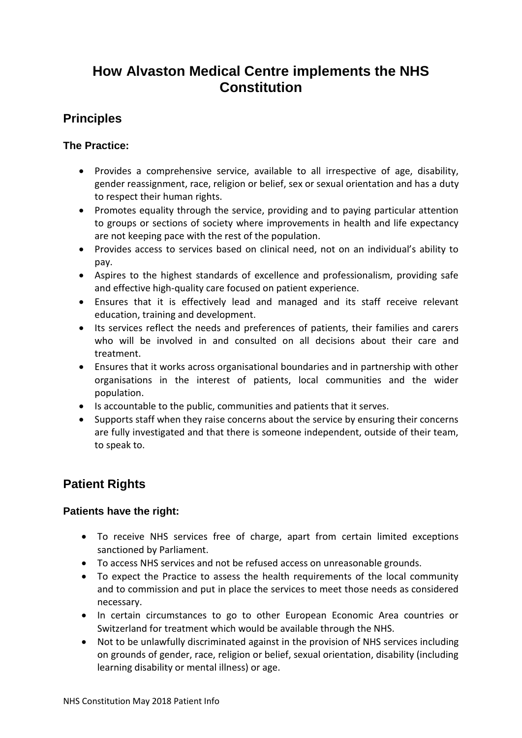# How Alvaston Medical Centre implements the NHS Constitution

## Principles

### The Practice:

- Provides a comprehensive service, available to all irrespective of age, disability, gender reassignment, race, religion or belief, sex or sexual orientation and has a duty to respect their human rights.
- Promotes equality through the service, providing and to paying particular attention to groups or sections of society where improvements in health and life expectancy are not keeping pace with the rest of the population.
- Provides access to services based on clinical need, not on an individual's ability to pay.
- Aspires to the highest standards of excellence and professionalism, providing safe and effective high-quality care focused on patient experience.
- Ensures that it is effectively lead and managed and its staff receive relevant education, training and development.
- Its services reflect the needs and preferences of patients, their families and carers who will be involved in and consulted on all decisions about their care and treatment.
- Ensures that it works across organisational boundaries and in partnership with other organisations in the interest of patients, local communities and the wider population.
- Is accountable to the public, communities and patients that it serves.
- Supports staff when they raise concerns about the service by ensuring their concerns are fully investigated and that there is someone independent, outside of their team, to speak to.

## Patient Rights

### Patients have the right:

- To receive NHS services free of charge, apart from certain limited exceptions sanctioned by Parliament.
- To access NHS services and not be refused access on unreasonable grounds.
- To expect the Practice to assess the health requirements of the local community and to commission and put in place the services to meet those needs as considered necessary.
- In certain circumstances to go to other European Economic Area countries or Switzerland for treatment which would be available through the NHS.
- Not to be unlawfully discriminated against in the provision of NHS services including on grounds of gender, race, religion or belief, sexual orientation, disability (including learning disability or mental illness) or age.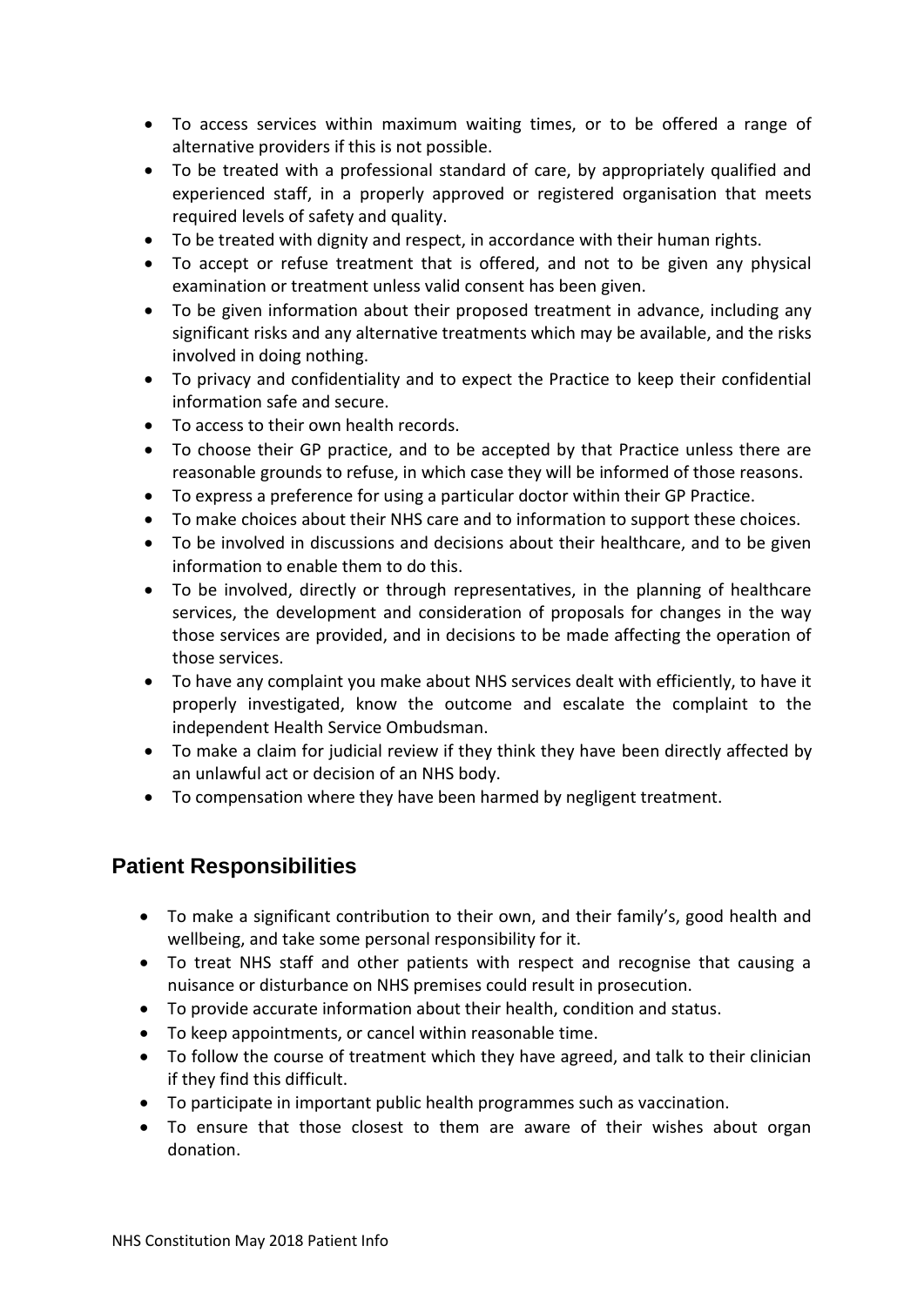- To access services within maximum waiting times, or to be offered a range of alternative providers if this is not possible.
- To be treated with a professional standard of care, by appropriately qualified and experienced staff, in a properly approved or registered organisation that meets required levels of safety and quality.
- To be treated with dignity and respect, in accordance with their human rights.
- To accept or refuse treatment that is offered, and not to be given any physical examination or treatment unless valid consent has been given.
- To be given information about their proposed treatment in advance, including any significant risks and any alternative treatments which may be available, and the risks involved in doing nothing.
- To privacy and confidentiality and to expect the Practice to keep their confidential information safe and secure.
- To access to their own health records.
- To choose their GP practice, and to be accepted by that Practice unless there are reasonable grounds to refuse, in which case they will be informed of those reasons.
- To express a preference for using a particular doctor within their GP Practice.
- To make choices about their NHS care and to information to support these choices.
- To be involved in discussions and decisions about their healthcare, and to be given information to enable them to do this.
- To be involved, directly or through representatives, in the planning of healthcare services, the development and consideration of proposals for changes in the way those services are provided, and in decisions to be made affecting the operation of those services.
- To have any complaint you make about NHS services dealt with efficiently, to have it properly investigated, know the outcome and escalate the complaint to the independent Health Service Ombudsman.
- To make a claim for judicial review if they think they have been directly affected by an unlawful act or decision of an NHS body.
- To compensation where they have been harmed by negligent treatment.

## Patient Responsibilities

- To make a significant contribution to their own, and their family's, good health and wellbeing, and take some personal responsibility for it.
- To treat NHS staff and other patients with respect and recognise that causing a nuisance or disturbance on NHS premises could result in prosecution.
- To provide accurate information about their health, condition and status.
- To keep appointments, or cancel within reasonable time.
- To follow the course of treatment which they have agreed, and talk to their clinician if they find this difficult.
- To participate in important public health programmes such as vaccination.
- To ensure that those closest to them are aware of their wishes about organ donation.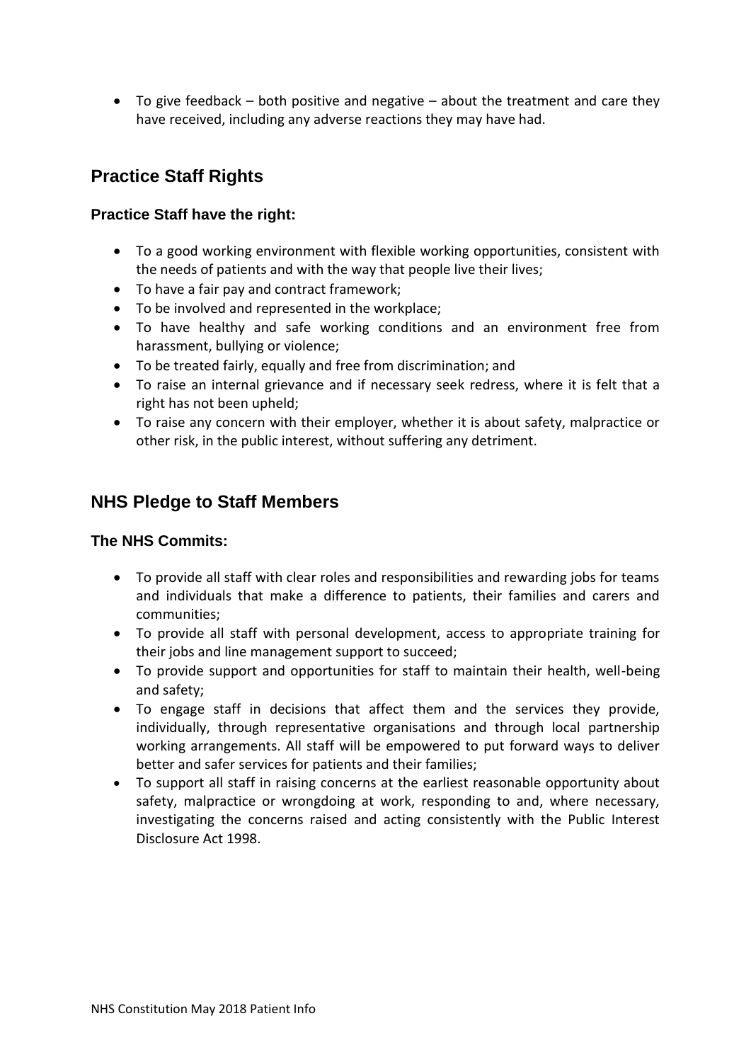- To give feedback – both positive and negative – about the treatment and care they have received, including any adverse reactions they may have had.

## Practice Staff Rights

### Practice Staff have the right:

- To a good working environment with flexible working opportunities, consistent with the needs of patients and with the way that people live their lives;
- To have a fair pay and contract framework;
- To be involved and represented in the workplace;
- To have healthy and safe working conditions and an environment free from harassment, bullying or violence;
- To be treated fairly, equally and free from discrimination; and
- To raise an internal grievance and if necessary seek redress, where it is felt that a right has not been upheld;
- To raise any concern with their employer, whether it is about safety, malpractice or other risk, in the public interest, without suffering any detriment.

## NHS Pledge to Staff Members

### The NHS Commits:

- To provide all staff with clear roles and responsibilities and rewarding jobs for teams and individuals that make a difference to patients, their families and carers and communities;
- To provide all staff with personal development, access to appropriate training for their jobs and line management support to succeed;
- To provide support and opportunities for staff to maintain their health, well-being and safety;
- To engage staff in decisions that affect them and the services they provide, individually, through representative organisations and through local partnership working arrangements. All staff will be empowered to put forward ways to deliver better and safer services for patients and their families;
- To support all staff in raising concerns at the earliest reasonable opportunity about safety, malpractice or wrongdoing at work, responding to and, where necessary, investigating the concerns raised and acting consistently with the Public Interest Disclosure Act 1998.